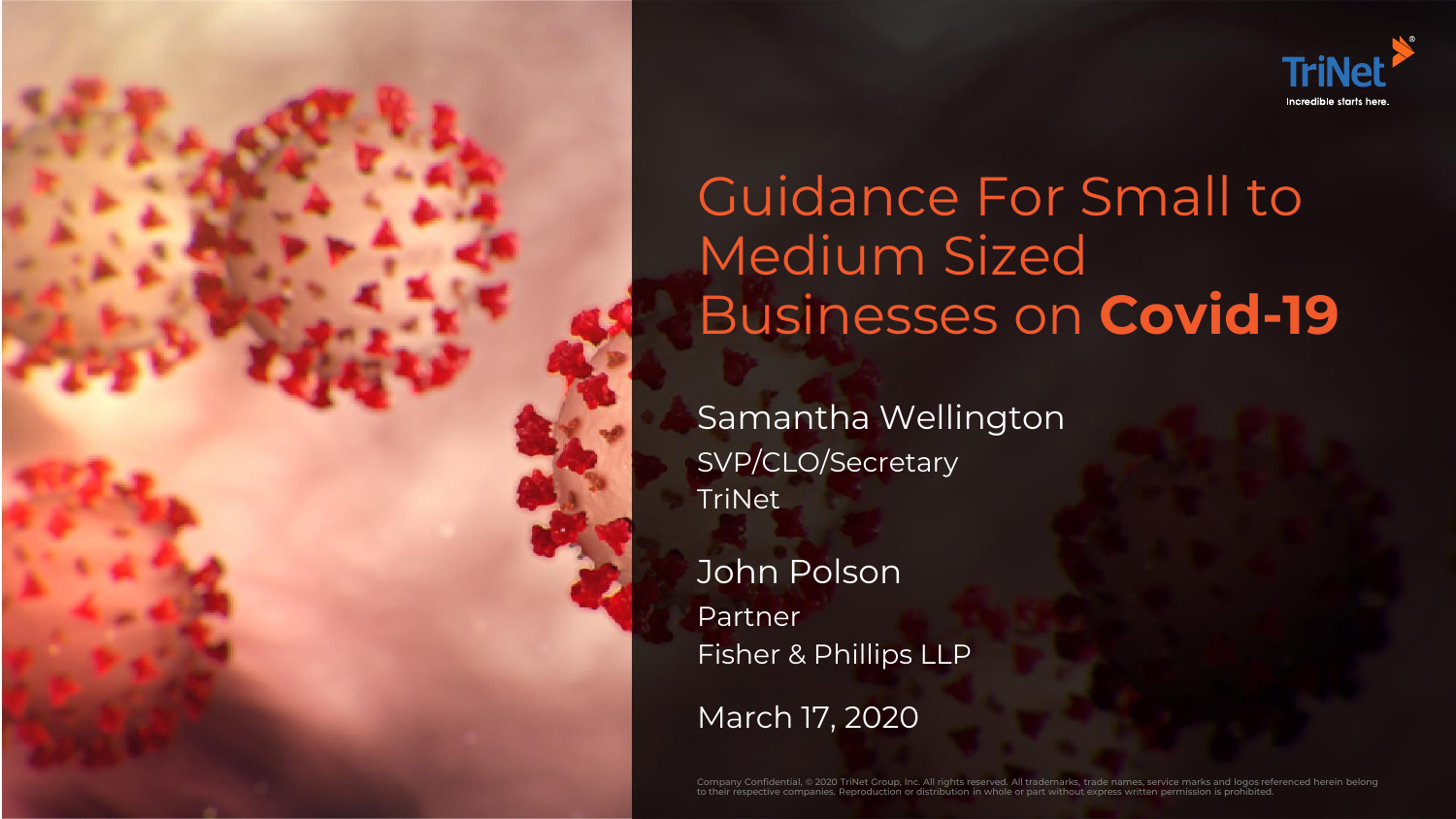TriNet

Incredible starts here.

# Guidance For Small to Medium Sized Businesses on **Covid-19**

Samantha Wellington
SVP/CLO/Secretary
TriNet

John Polson
Partner
Fisher & Phillips LLP

March 17, 2020

Company Confidential, © 2020 TriNet Group, Inc. All rights reserved. All trademarks, trade names, service marks and logos referenced herein belong to their respective companies. Reproduction or distribution in whole or part without express written permission is prohibited.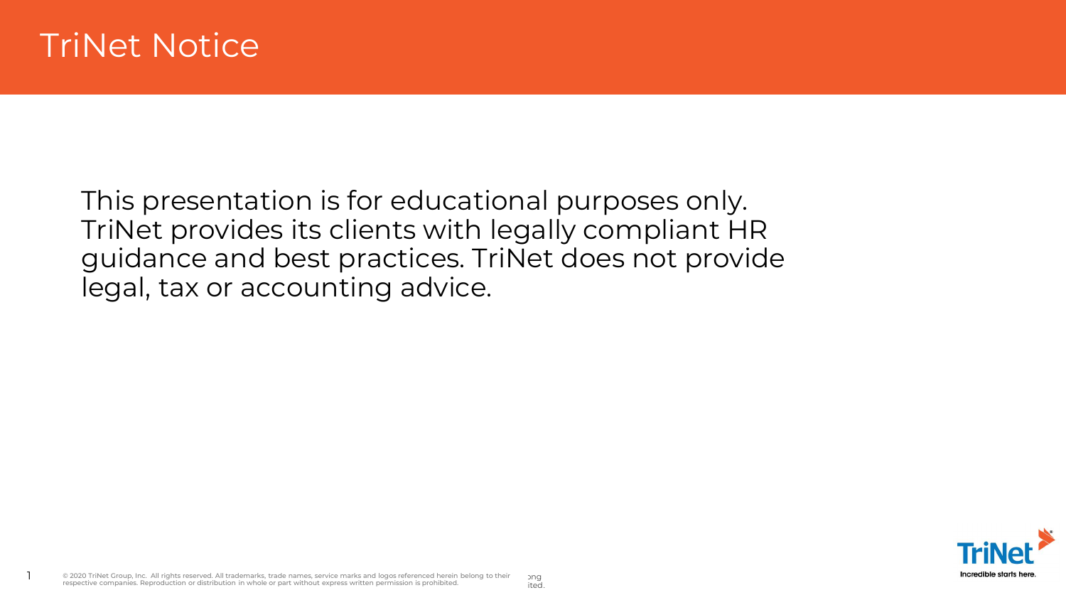# TriNet Notice

This presentation is for educational purposes only. TriNet provides its clients with legally compliant HR guidance and best practices. TriNet does not provide legal, tax or accounting advice.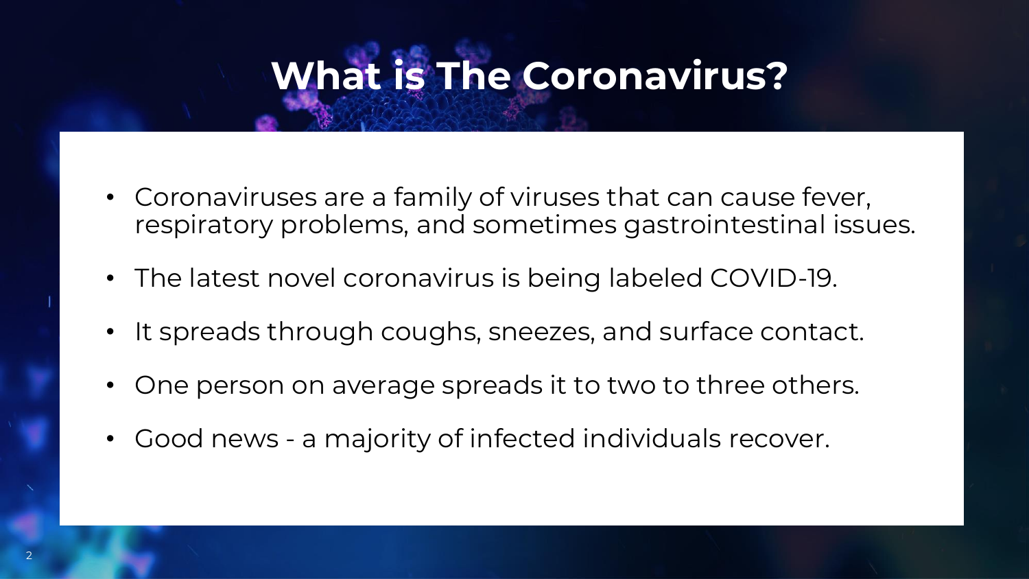# What is The Coronavirus?

- Coronaviruses are a family of viruses that can cause fever, respiratory problems, and sometimes gastrointestinal issues.
- The latest novel coronavirus is being labeled COVID-19.
- It spreads through coughs, sneezes, and surface contact.
- One person on average spreads it to two to three others.
- Good news - a majority of infected individuals recover.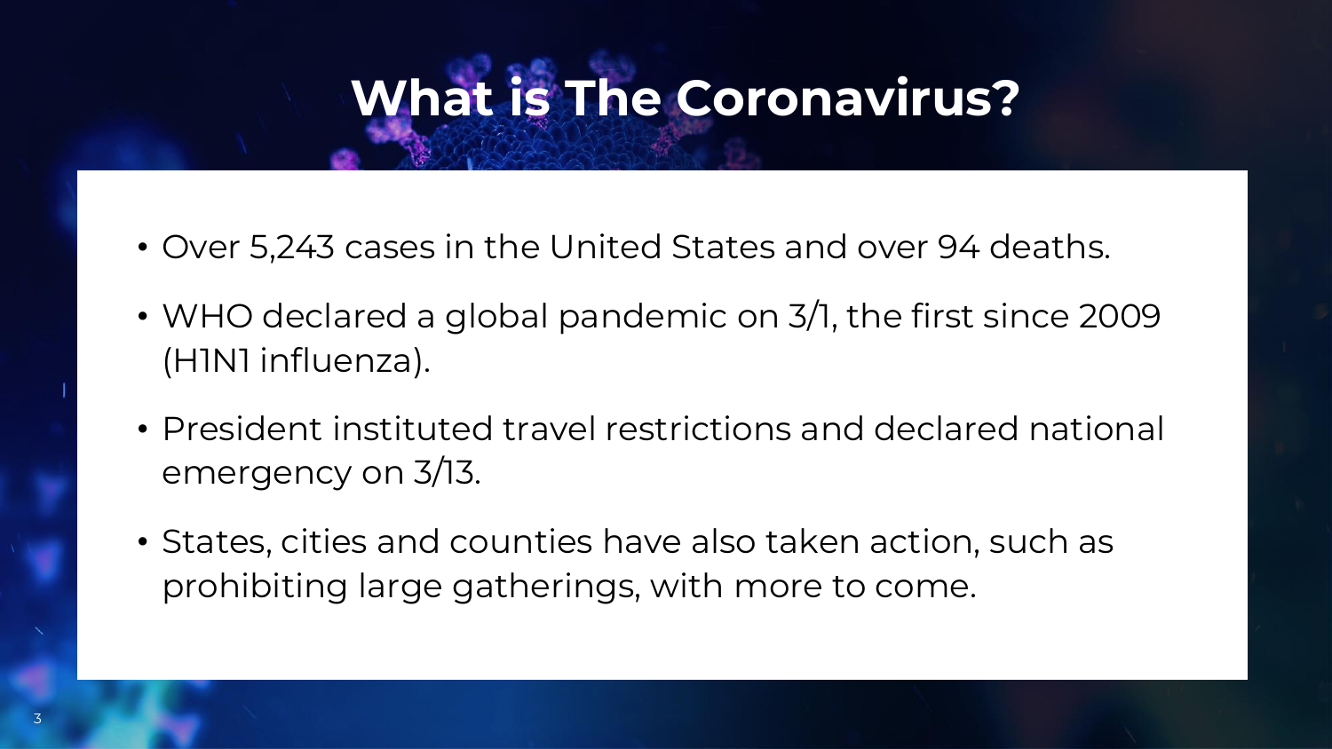# What is The Coronavirus?

- Over 5,243 cases in the United States and over 94 deaths.
- WHO declared a global pandemic on 3/1, the first since 2009 (H1N1 influenza).
- President instituted travel restrictions and declared national emergency on 3/13.
- States, cities and counties have also taken action, such as prohibiting large gatherings, with more to come.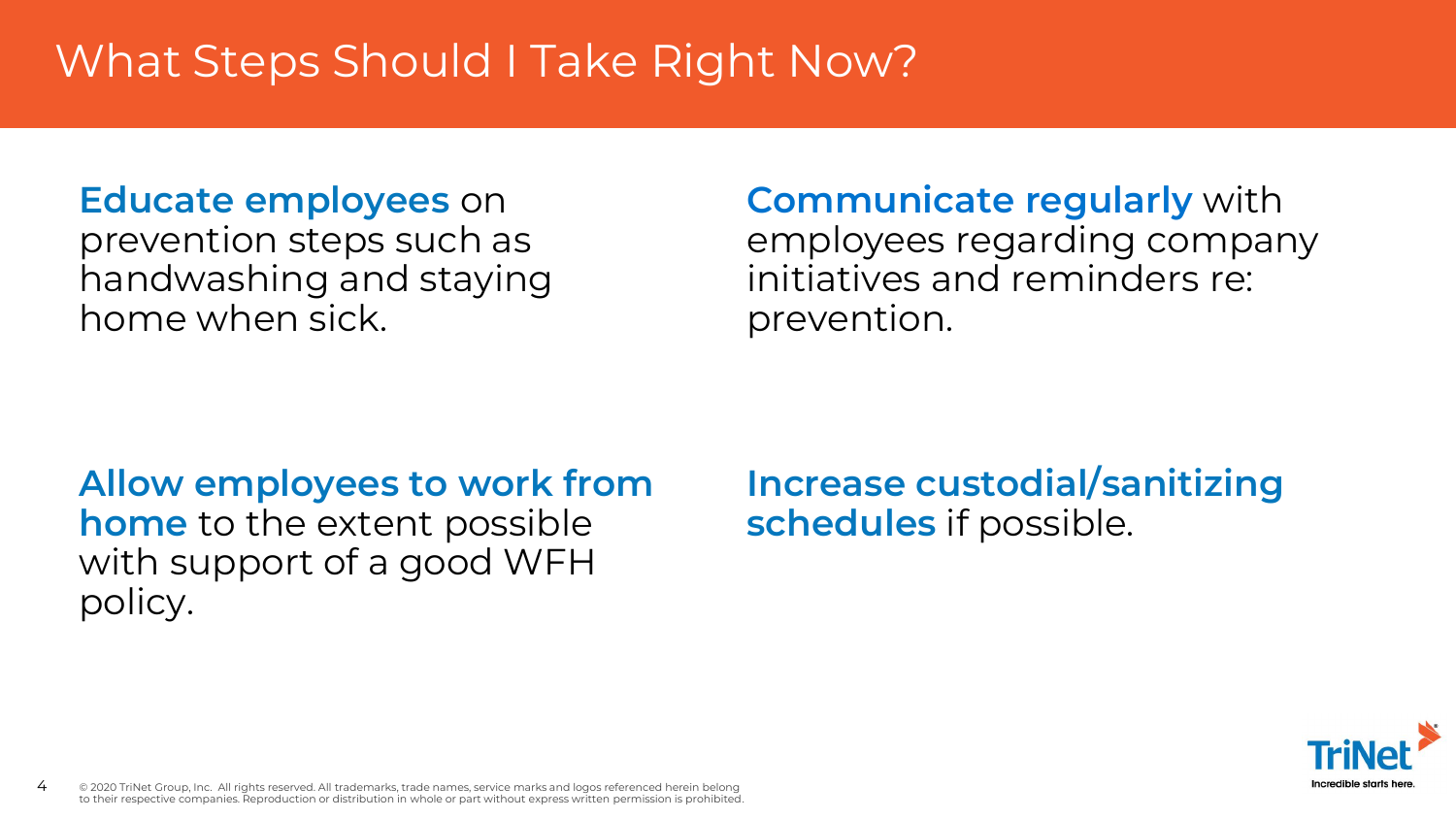# What Steps Should I Take Right Now?

**Educate employees** on prevention steps such as handwashing and staying home when sick.

**Communicate regularly** with employees regarding company initiatives and reminders re: prevention.

**Allow employees to work from home** to the extent possible with support of a good WFH policy.

**Increase custodial/sanitizing schedules** if possible.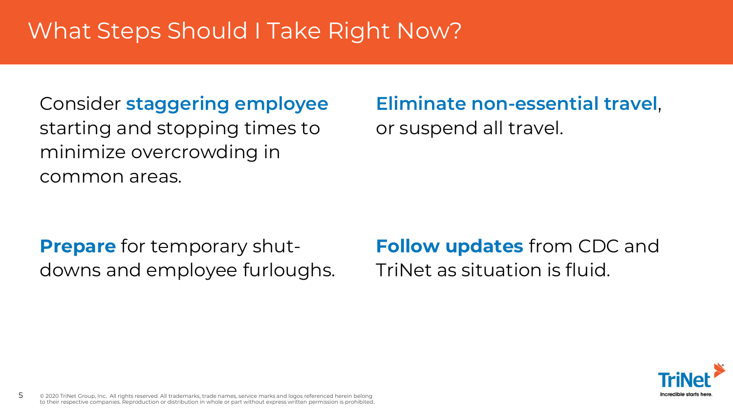# What Steps Should I Take Right Now?

Consider **staggering employee** starting and stopping times to minimize overcrowding in common areas.

**Eliminate non-essential travel**, or suspend all travel.

**Prepare** for temporary shut-downs and employee furloughs.

**Follow updates** from CDC and TriNet as situation is fluid.

© 2020 TriNet Group, Inc. All rights reserved. All trademarks, trade names, service marks and logos referenced herein belong to their respective companies. Reproduction or distribution in whole or part without express written permission is prohibited.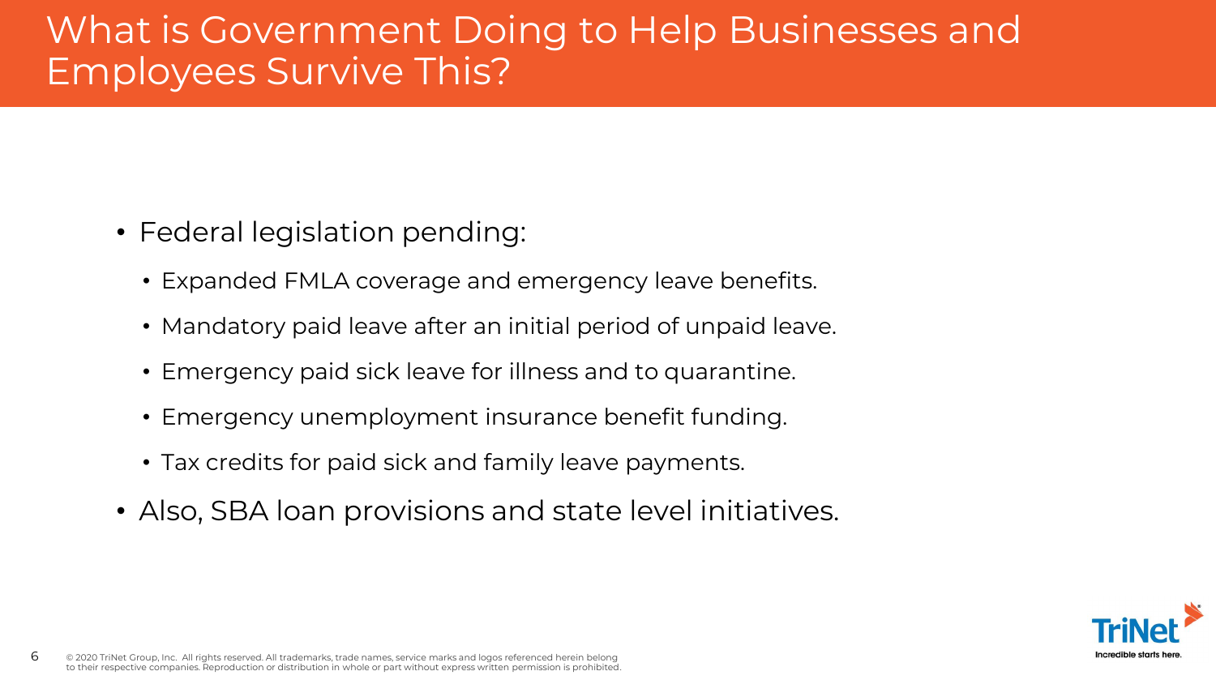# What is Government Doing to Help Businesses and Employees Survive This?

- Federal legislation pending:
  - Expanded FMLA coverage and emergency leave benefits.
  - Mandatory paid leave after an initial period of unpaid leave.
  - Emergency paid sick leave for illness and to quarantine.
  - Emergency unemployment insurance benefit funding.
  - Tax credits for paid sick and family leave payments.
- Also, SBA loan provisions and state level initiatives.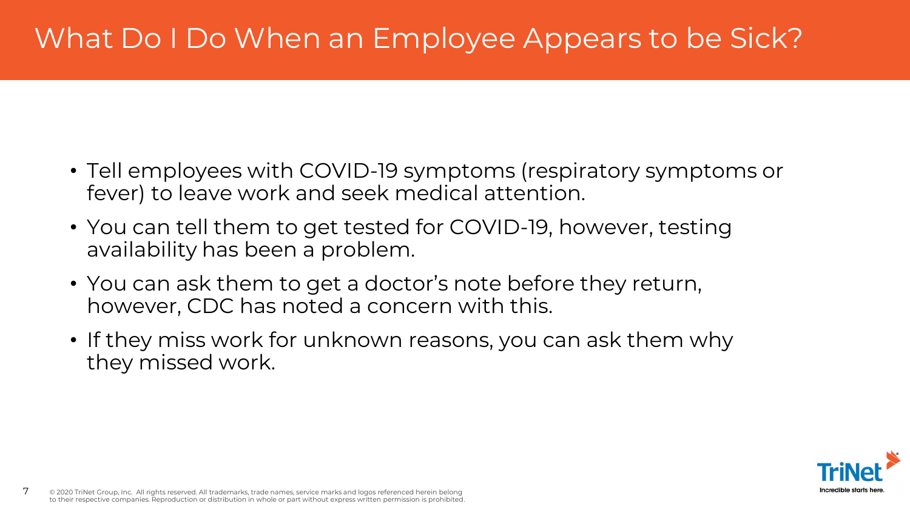# What Do I Do When an Employee Appears to be Sick?

- Tell employees with COVID-19 symptoms (respiratory symptoms or fever) to leave work and seek medical attention.
- You can tell them to get tested for COVID-19, however, testing availability has been a problem.
- You can ask them to get a doctor's note before they return, however, CDC has noted a concern with this.
- If they miss work for unknown reasons, you can ask them why they missed work.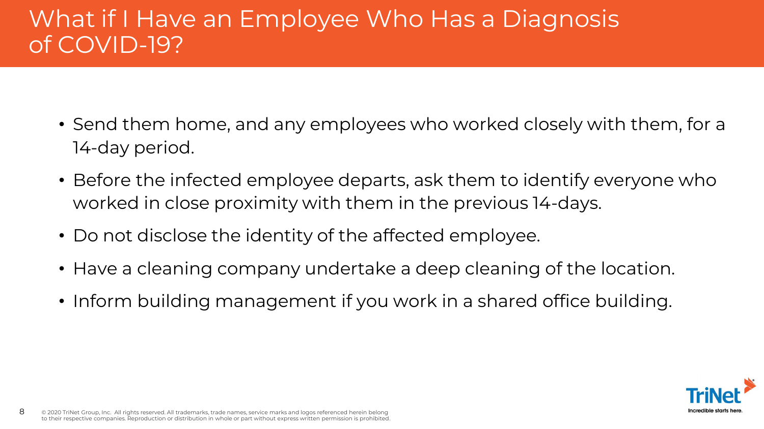# What if I Have an Employee Who Has a Diagnosis of COVID-19?

- Send them home, and any employees who worked closely with them, for a 14-day period.
- Before the infected employee departs, ask them to identify everyone who worked in close proximity with them in the previous 14-days.
- Do not disclose the identity of the affected employee.
- Have a cleaning company undertake a deep cleaning of the location.
- Inform building management if you work in a shared office building.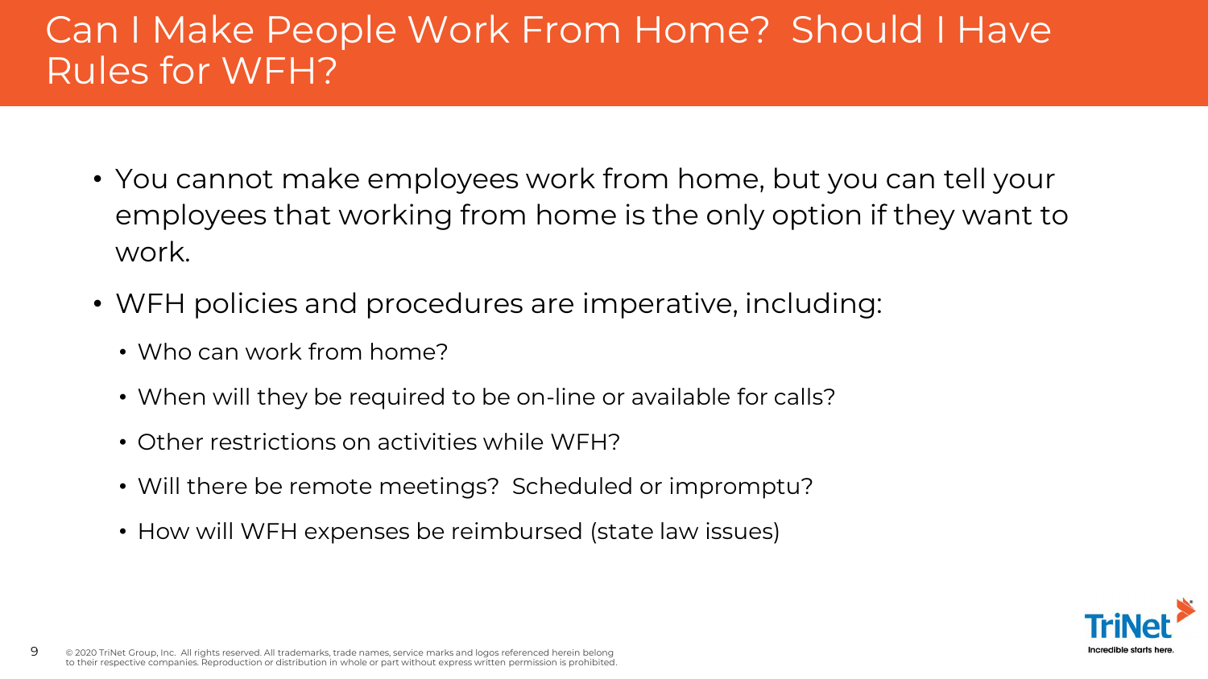# Can I Make People Work From Home? Should I Have Rules for WFH?

- You cannot make employees work from home, but you can tell your employees that working from home is the only option if they want to work.
- WFH policies and procedures are imperative, including:
  - Who can work from home?
  - When will they be required to be on-line or available for calls?
  - Other restrictions on activities while WFH?
  - Will there be remote meetings? Scheduled or impromptu?
  - How will WFH expenses be reimbursed (state law issues)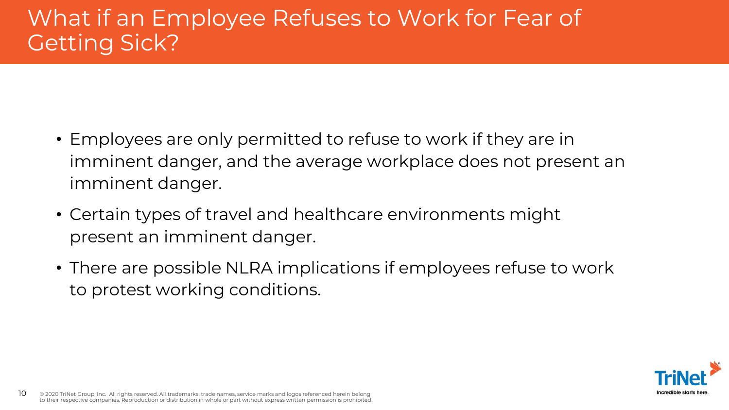# What if an Employee Refuses to Work for Fear of Getting Sick?

- Employees are only permitted to refuse to work if they are in imminent danger, and the average workplace does not present an imminent danger.
- Certain types of travel and healthcare environments might present an imminent danger.
- There are possible NLRA implications if employees refuse to work to protest working conditions.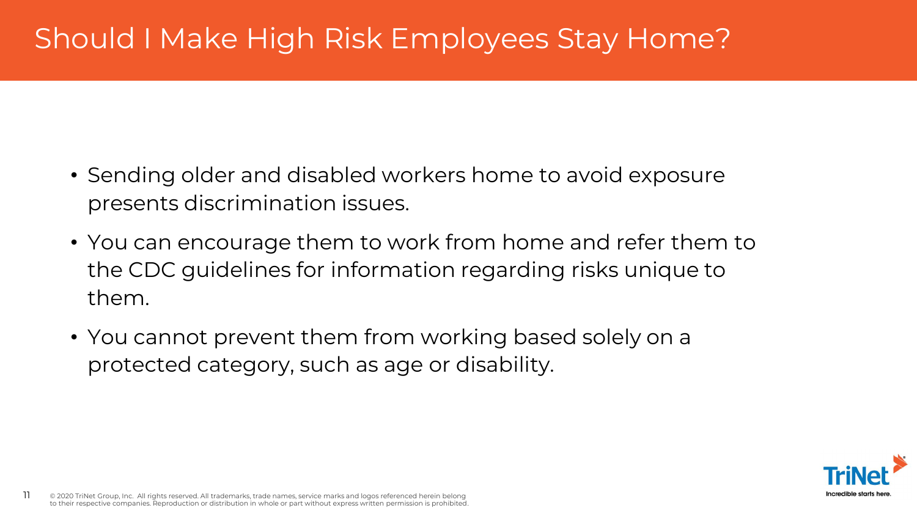# Should I Make High Risk Employees Stay Home?

- Sending older and disabled workers home to avoid exposure presents discrimination issues.
- You can encourage them to work from home and refer them to the CDC guidelines for information regarding risks unique to them.
- You cannot prevent them from working based solely on a protected category, such as age or disability.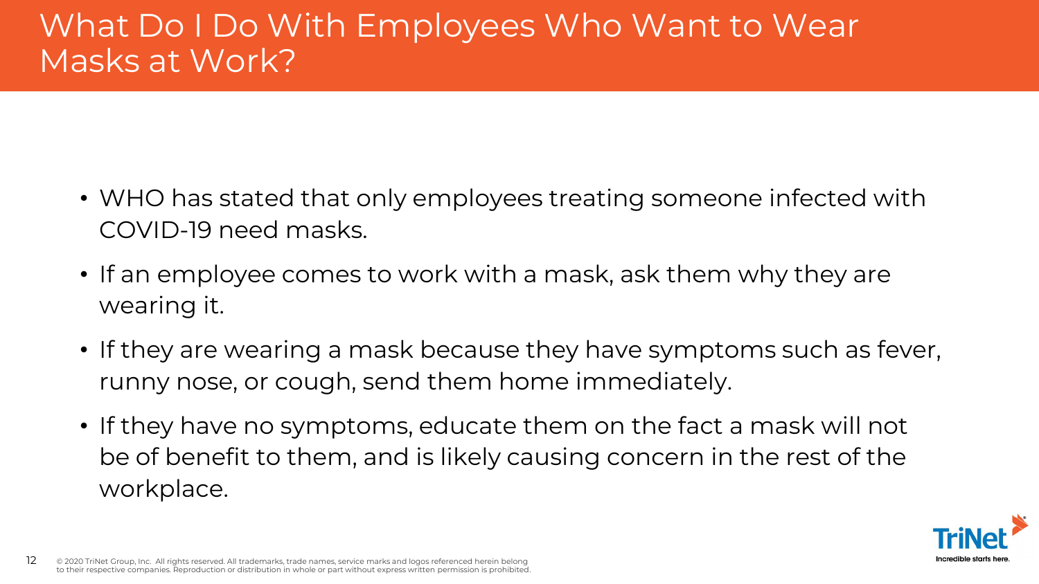# What Do I Do With Employees Who Want to Wear Masks at Work?

- WHO has stated that only employees treating someone infected with COVID-19 need masks.
- If an employee comes to work with a mask, ask them why they are wearing it.
- If they are wearing a mask because they have symptoms such as fever, runny nose, or cough, send them home immediately.
- If they have no symptoms, educate them on the fact a mask will not be of benefit to them, and is likely causing concern in the rest of the workplace.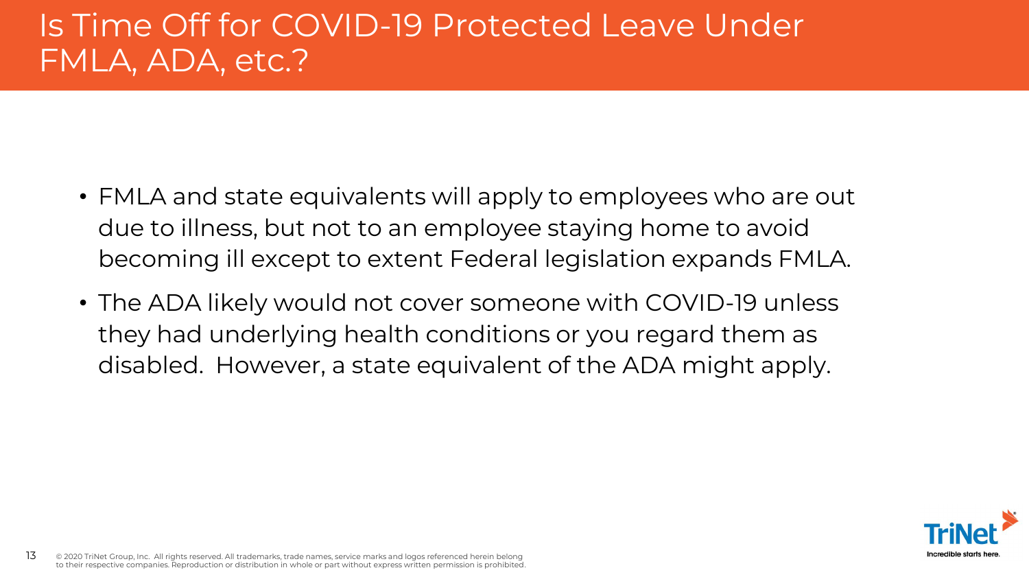# Is Time Off for COVID-19 Protected Leave Under FMLA, ADA, etc.?

- FMLA and state equivalents will apply to employees who are out due to illness, but not to an employee staying home to avoid becoming ill except to extent Federal legislation expands FMLA.
- The ADA likely would not cover someone with COVID-19 unless they had underlying health conditions or you regard them as disabled. However, a state equivalent of the ADA might apply.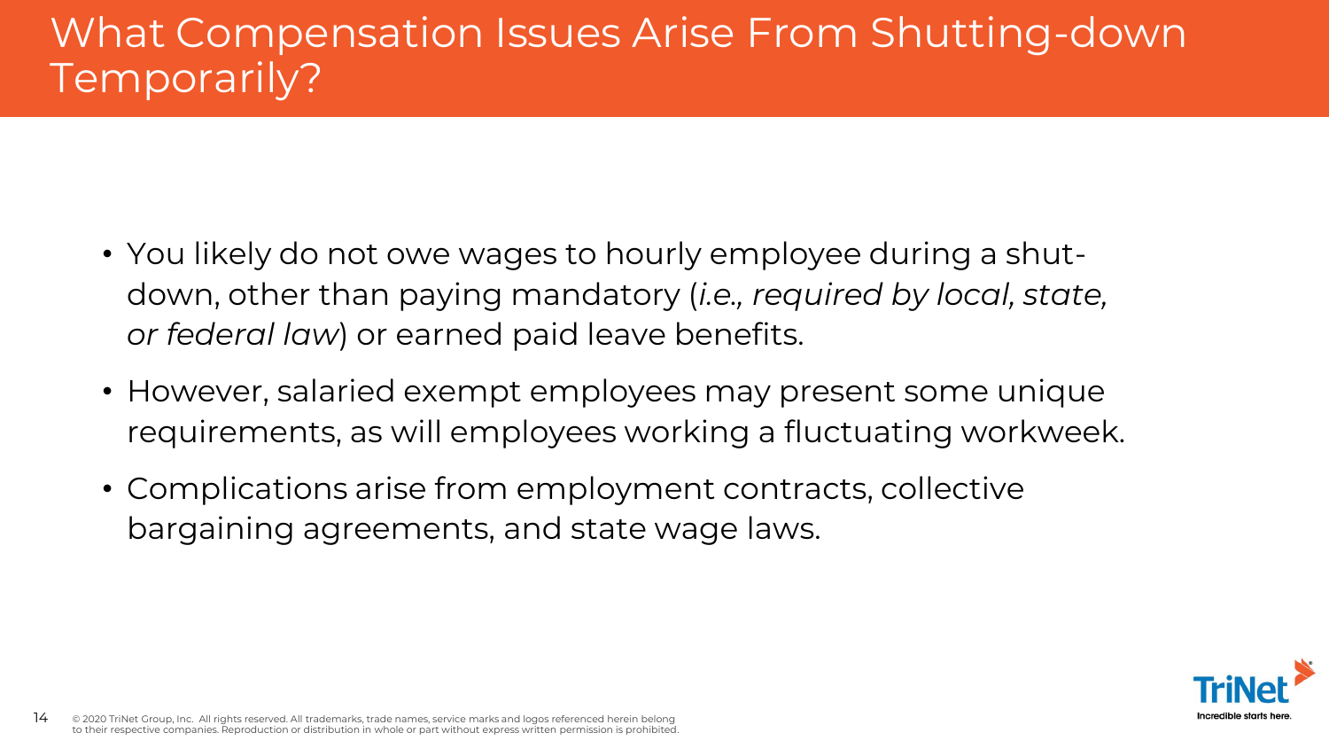# What Compensation Issues Arise From Shutting-down Temporarily?

- You likely do not owe wages to hourly employee during a shut-down, other than paying mandatory (*i.e., required by local, state, or federal law*) or earned paid leave benefits.
- However, salaried exempt employees may present some unique requirements, as will employees working a fluctuating workweek.
- Complications arise from employment contracts, collective bargaining agreements, and state wage laws.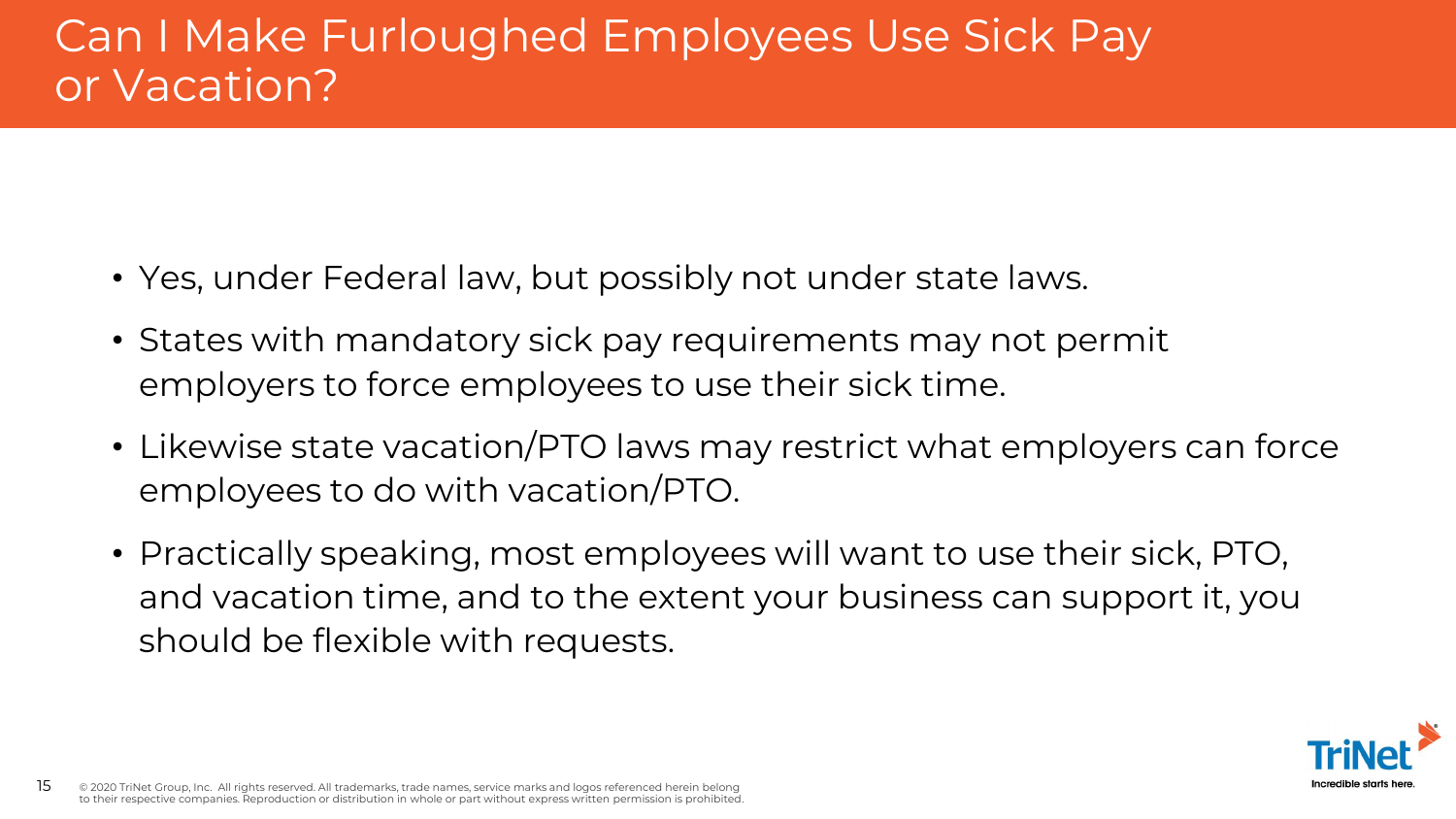# Can I Make Furloughed Employees Use Sick Pay or Vacation?

- Yes, under Federal law, but possibly not under state laws.
- States with mandatory sick pay requirements may not permit employers to force employees to use their sick time.
- Likewise state vacation/PTO laws may restrict what employers can force employees to do with vacation/PTO.
- Practically speaking, most employees will want to use their sick, PTO, and vacation time, and to the extent your business can support it, you should be flexible with requests.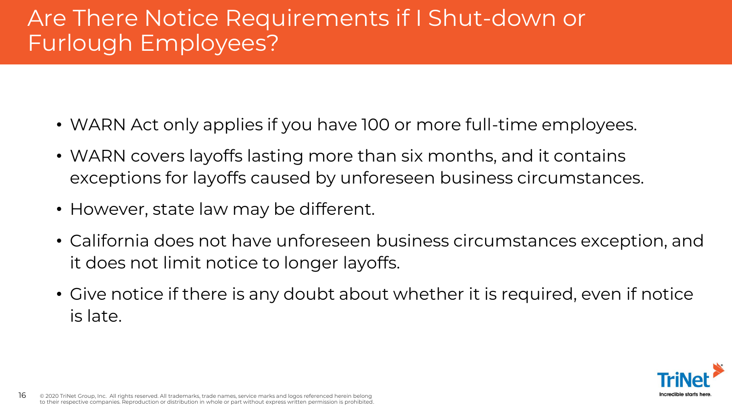# Are There Notice Requirements if I Shut-down or Furlough Employees?

- WARN Act only applies if you have 100 or more full-time employees.
- WARN covers layoffs lasting more than six months, and it contains exceptions for layoffs caused by unforeseen business circumstances.
- However, state law may be different.
- California does not have unforeseen business circumstances exception, and it does not limit notice to longer layoffs.
- Give notice if there is any doubt about whether it is required, even if notice is late.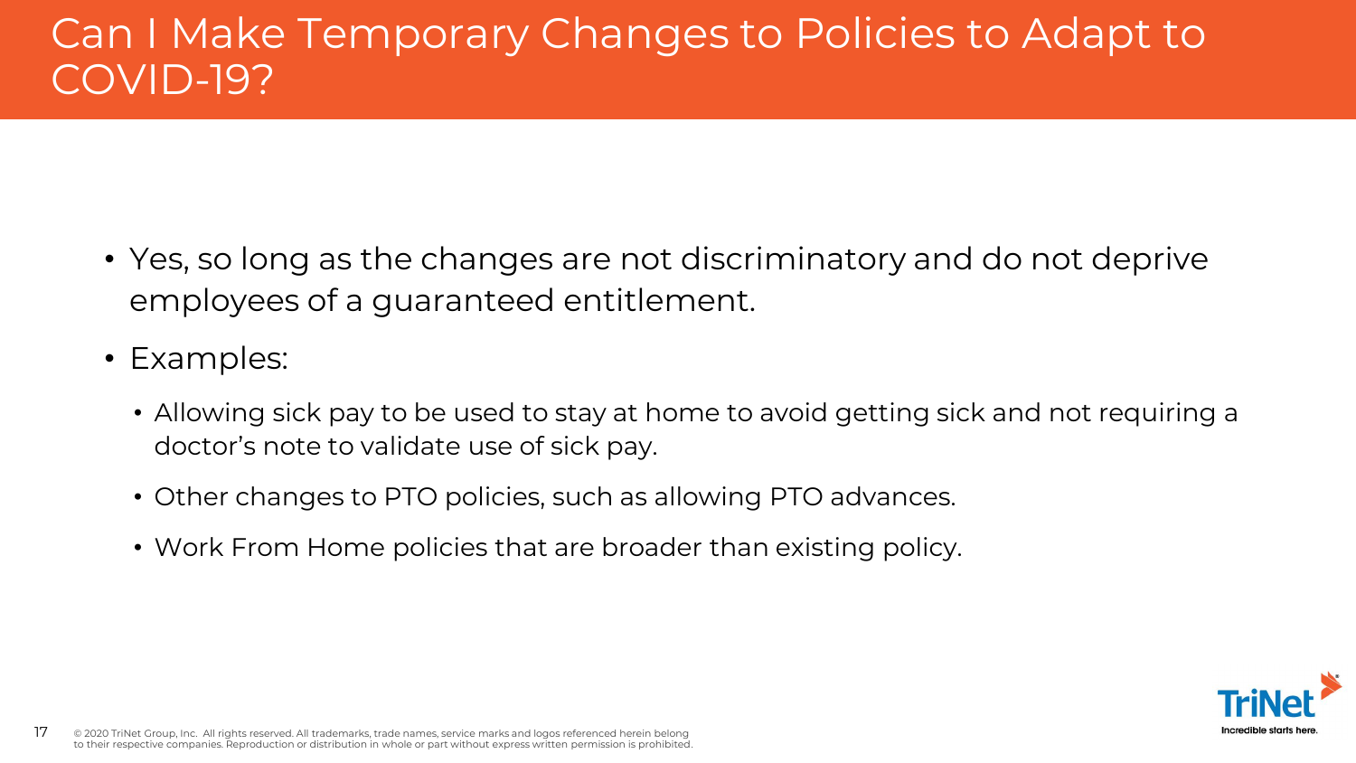# Can I Make Temporary Changes to Policies to Adapt to COVID-19?

- Yes, so long as the changes are not discriminatory and do not deprive employees of a guaranteed entitlement.
- Examples:
  - Allowing sick pay to be used to stay at home to avoid getting sick and not requiring a doctor's note to validate use of sick pay.
  - Other changes to PTO policies, such as allowing PTO advances.
  - Work From Home policies that are broader than existing policy.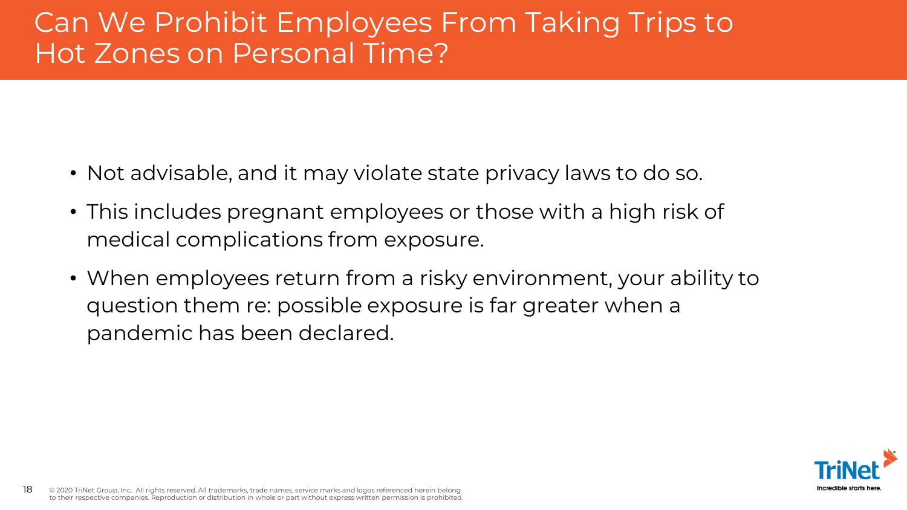# Can We Prohibit Employees From Taking Trips to Hot Zones on Personal Time?

- Not advisable, and it may violate state privacy laws to do so.
- This includes pregnant employees or those with a high risk of medical complications from exposure.
- When employees return from a risky environment, your ability to question them re: possible exposure is far greater when a pandemic has been declared.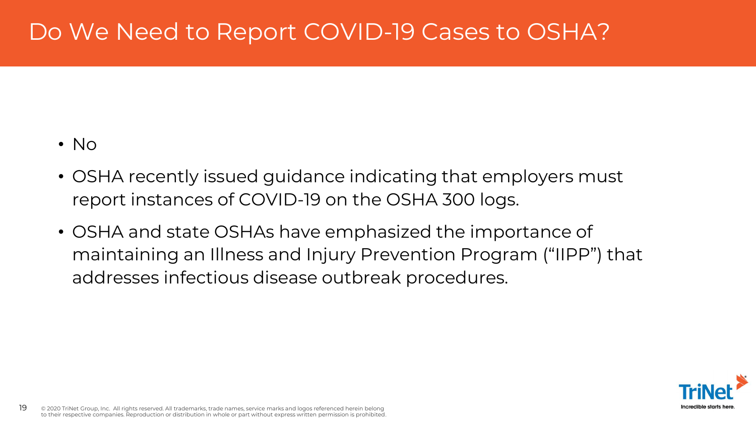# Do We Need to Report COVID-19 Cases to OSHA?

- No
- OSHA recently issued guidance indicating that employers must report instances of COVID-19 on the OSHA 300 logs.
- OSHA and state OSHAs have emphasized the importance of maintaining an Illness and Injury Prevention Program ("IIPP") that addresses infectious disease outbreak procedures.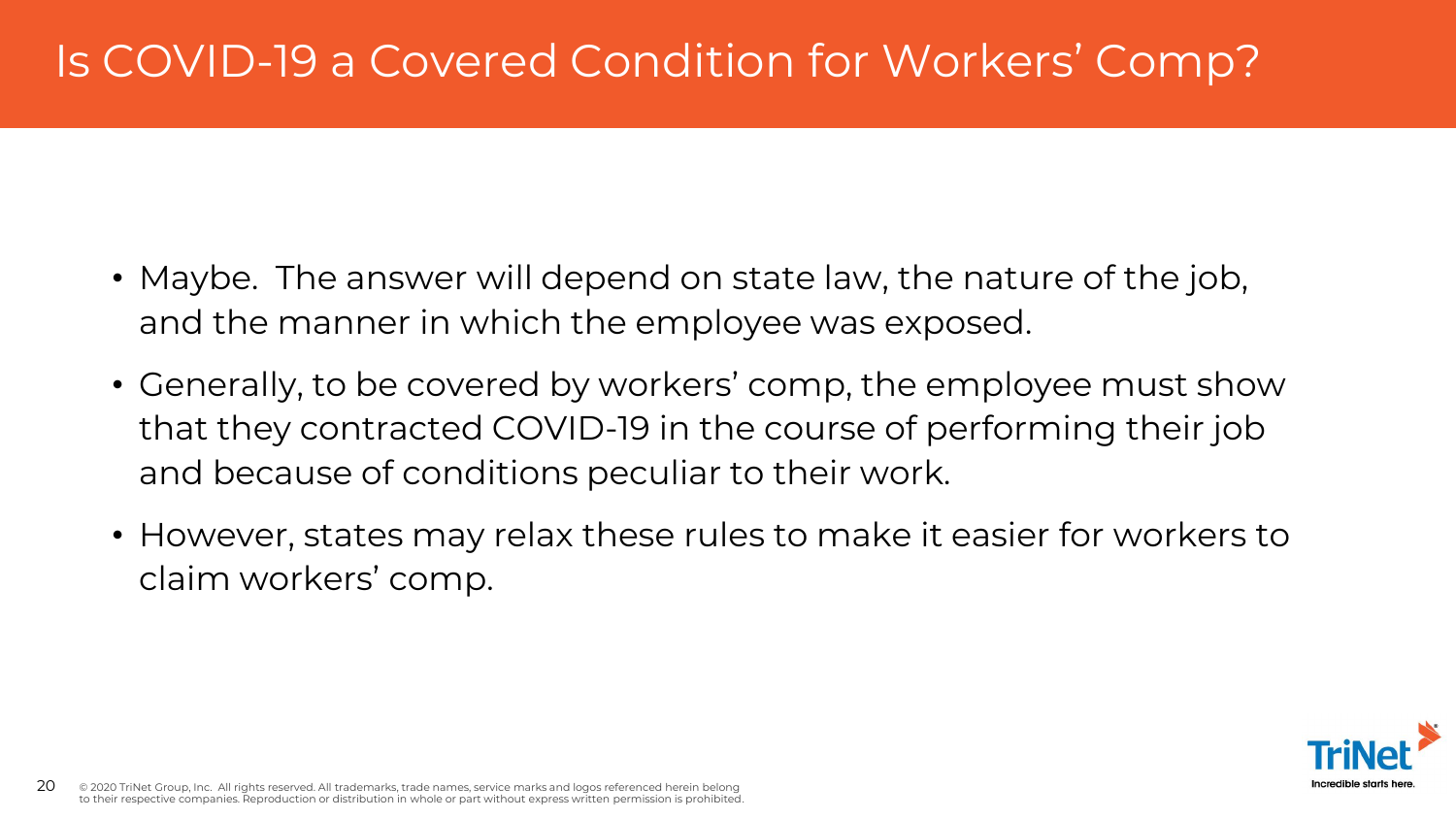# Is COVID-19 a Covered Condition for Workers' Comp?

- Maybe. The answer will depend on state law, the nature of the job, and the manner in which the employee was exposed.
- Generally, to be covered by workers' comp, the employee must show that they contracted COVID-19 in the course of performing their job and because of conditions peculiar to their work.
- However, states may relax these rules to make it easier for workers to claim workers' comp.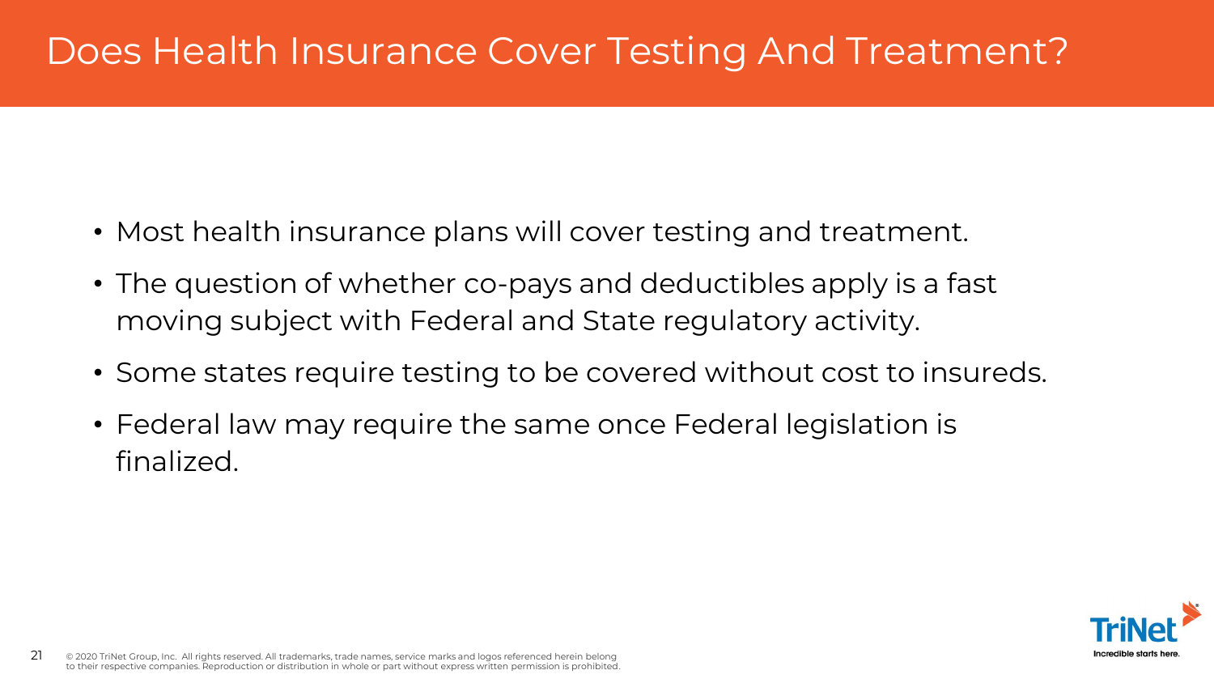# Does Health Insurance Cover Testing And Treatment?

- Most health insurance plans will cover testing and treatment.
- The question of whether co-pays and deductibles apply is a fast moving subject with Federal and State regulatory activity.
- Some states require testing to be covered without cost to insureds.
- Federal law may require the same once Federal legislation is finalized.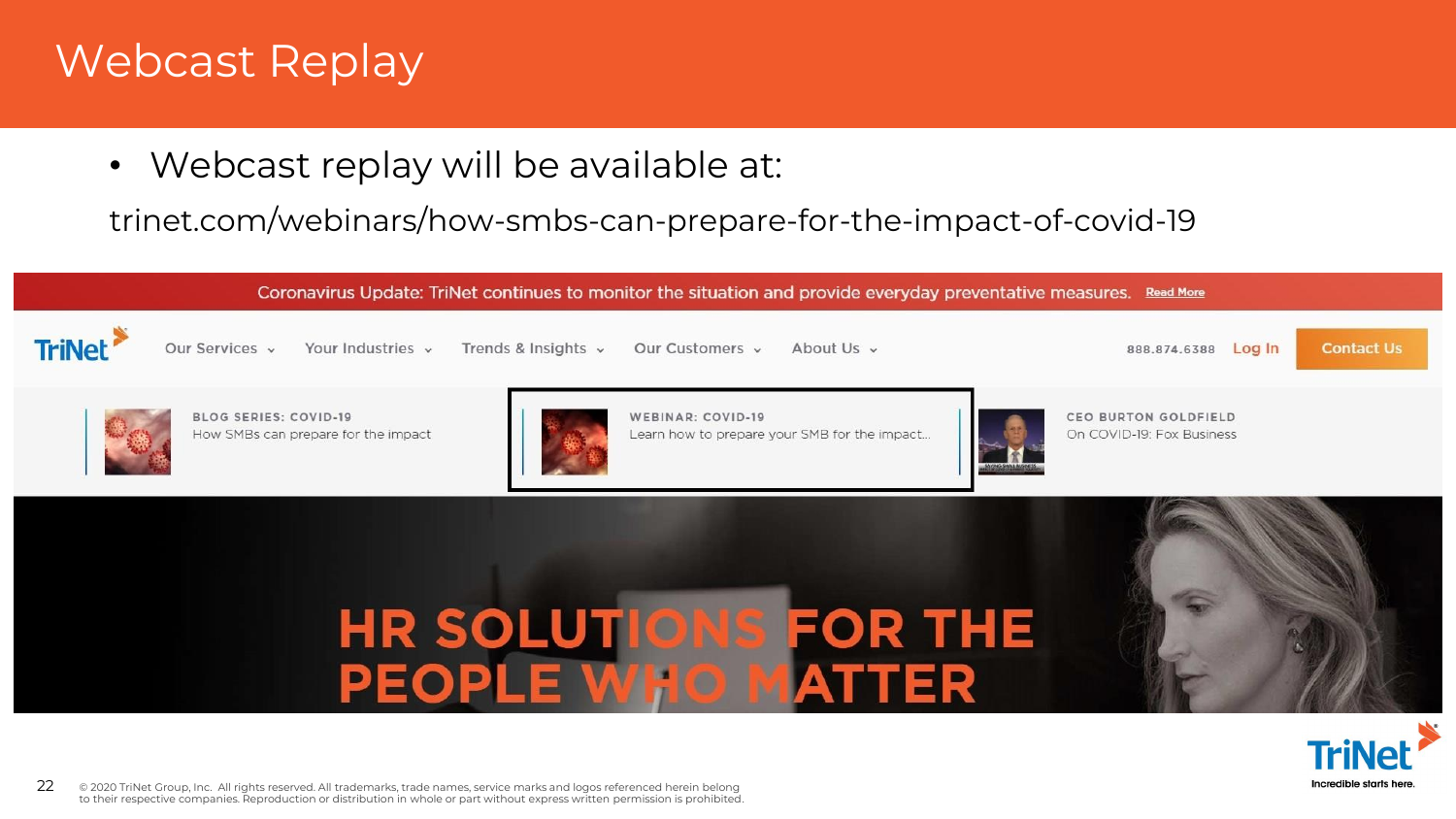# Webcast Replay

- Webcast replay will be available at:

trinet.com/webinars/how-smbs-can-prepare-for-the-impact-of-covid-19

Coronavirus Update: TriNet continues to monitor the situation and provide everyday preventative measures. Read More

TriNet | Our Services | Your Industries | Trends & Insights | Our Customers | About Us | 888.874.6388 | Log In | Contact Us

BLOG SERIES: COVID-19
How SMBs can prepare for the impact

WEBINAR: COVID-19
Learn how to prepare your SMB for the impact...

CEO BURTON GOLDFIELD
On COVID-19: Fox Business

HR SOLUTIONS FOR THE PEOPLE WHO MATTER

© 2020 TriNet Group, Inc. All rights reserved. All trademarks, trade names, service marks and logos referenced herein belong to their respective companies. Reproduction or distribution in whole or part without express written permission is prohibited.

TriNet
Incredible starts here.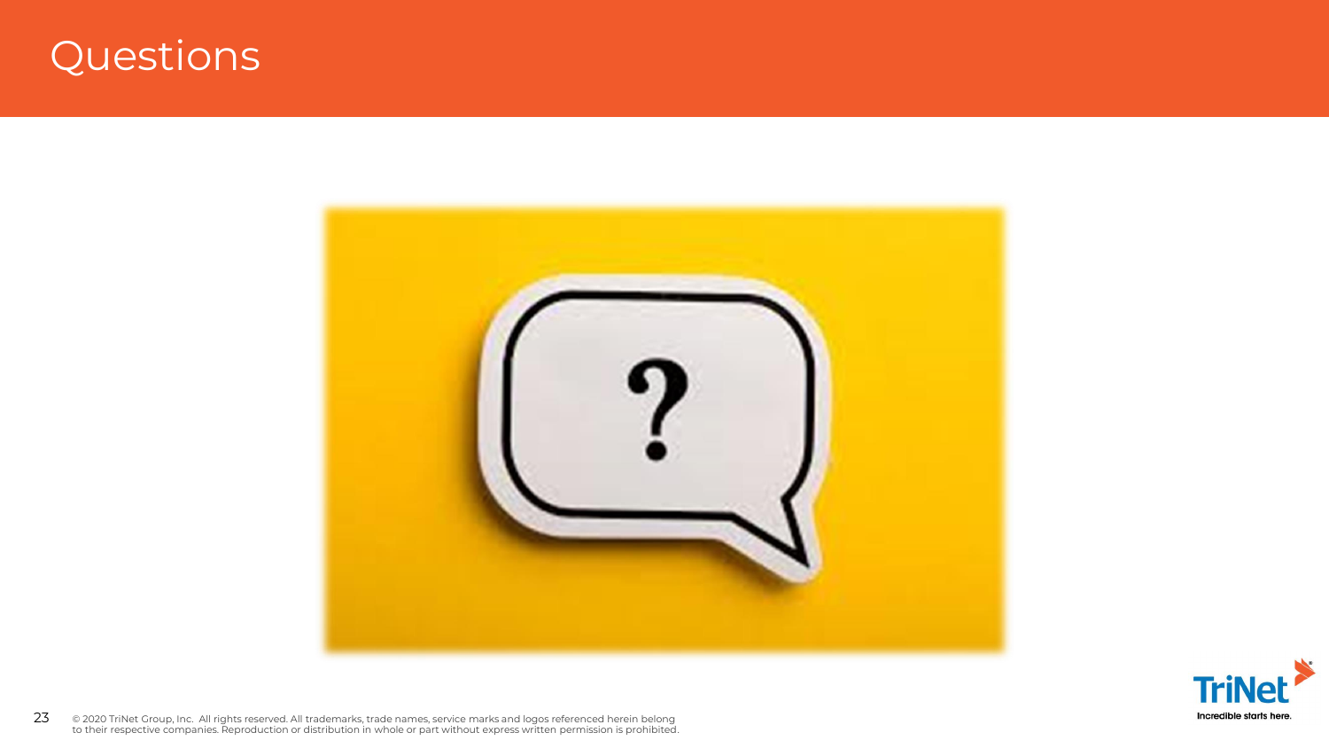# Questions

© 2020 TriNet Group, Inc. All rights reserved. All trademarks, trade names, service marks and logos referenced herein belong to their respective companies. Reproduction or distribution in whole or part without express written permission is prohibited.